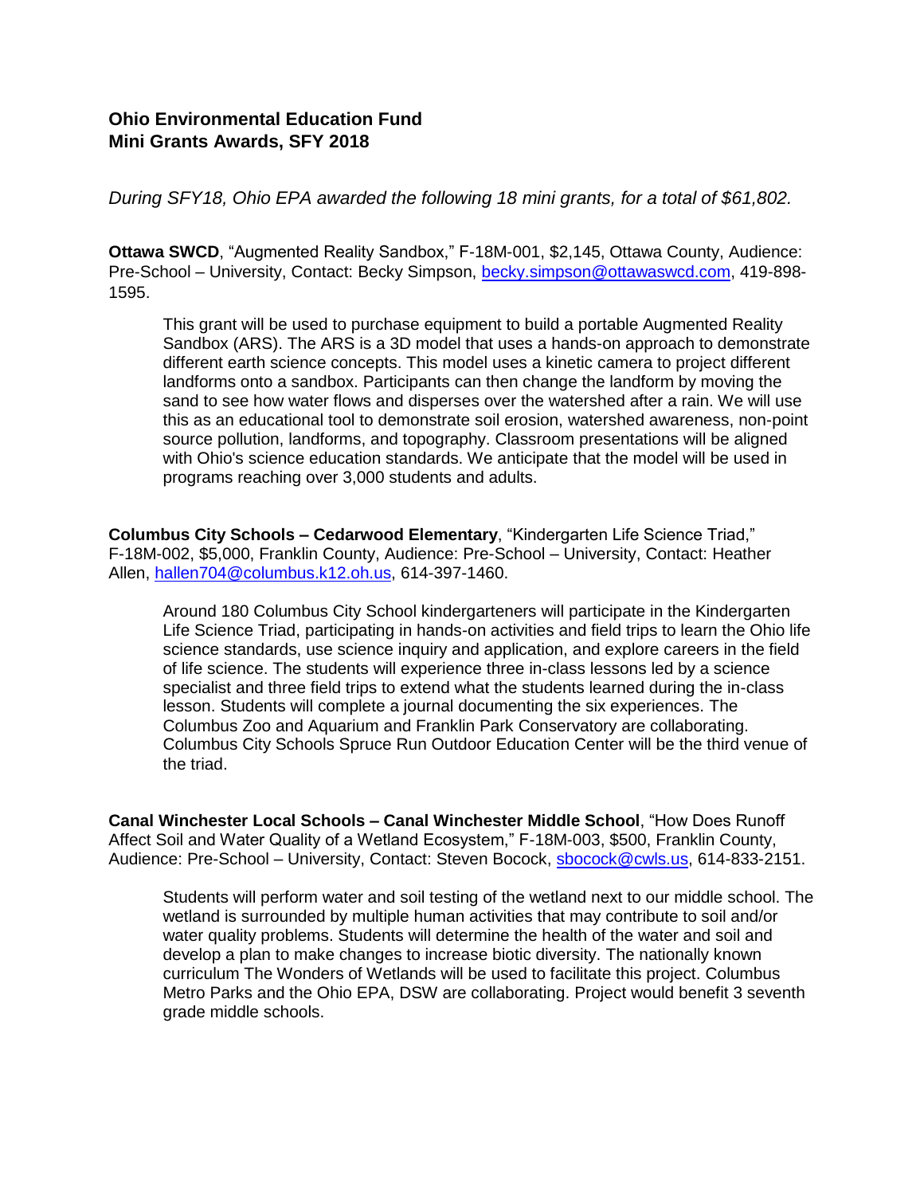## Ohio Environmental Education Fund
## Mini Grants Awards, SFY 2018

*During SFY18, Ohio EPA awarded the following 18 mini grants, for a total of $61,802.*

**Ottawa SWCD**, "Augmented Reality Sandbox," F-18M-001, $2,145, Ottawa County, Audience: Pre-School – University, Contact: Becky Simpson, becky.simpson@ottawaswcd.com, 419-898-1595.

> This grant will be used to purchase equipment to build a portable Augmented Reality Sandbox (ARS). The ARS is a 3D model that uses a hands-on approach to demonstrate different earth science concepts. This model uses a kinetic camera to project different landforms onto a sandbox. Participants can then change the landform by moving the sand to see how water flows and disperses over the watershed after a rain. We will use this as an educational tool to demonstrate soil erosion, watershed awareness, non-point source pollution, landforms, and topography. Classroom presentations will be aligned with Ohio's science education standards. We anticipate that the model will be used in programs reaching over 3,000 students and adults.

**Columbus City Schools – Cedarwood Elementary**, "Kindergarten Life Science Triad," F-18M-002, $5,000, Franklin County, Audience: Pre-School – University, Contact: Heather Allen, hallen704@columbus.k12.oh.us, 614-397-1460.

> Around 180 Columbus City School kindergarteners will participate in the Kindergarten Life Science Triad, participating in hands-on activities and field trips to learn the Ohio life science standards, use science inquiry and application, and explore careers in the field of life science. The students will experience three in-class lessons led by a science specialist and three field trips to extend what the students learned during the in-class lesson. Students will complete a journal documenting the six experiences. The Columbus Zoo and Aquarium and Franklin Park Conservatory are collaborating. Columbus City Schools Spruce Run Outdoor Education Center will be the third venue of the triad.

**Canal Winchester Local Schools – Canal Winchester Middle School**, "How Does Runoff Affect Soil and Water Quality of a Wetland Ecosystem," F-18M-003, $500, Franklin County, Audience: Pre-School – University, Contact: Steven Bocock, sbocock@cwls.us, 614-833-2151.

> Students will perform water and soil testing of the wetland next to our middle school. The wetland is surrounded by multiple human activities that may contribute to soil and/or water quality problems. Students will determine the health of the water and soil and develop a plan to make changes to increase biotic diversity. The nationally known curriculum The Wonders of Wetlands will be used to facilitate this project. Columbus Metro Parks and the Ohio EPA, DSW are collaborating. Project would benefit 3 seventh grade middle schools.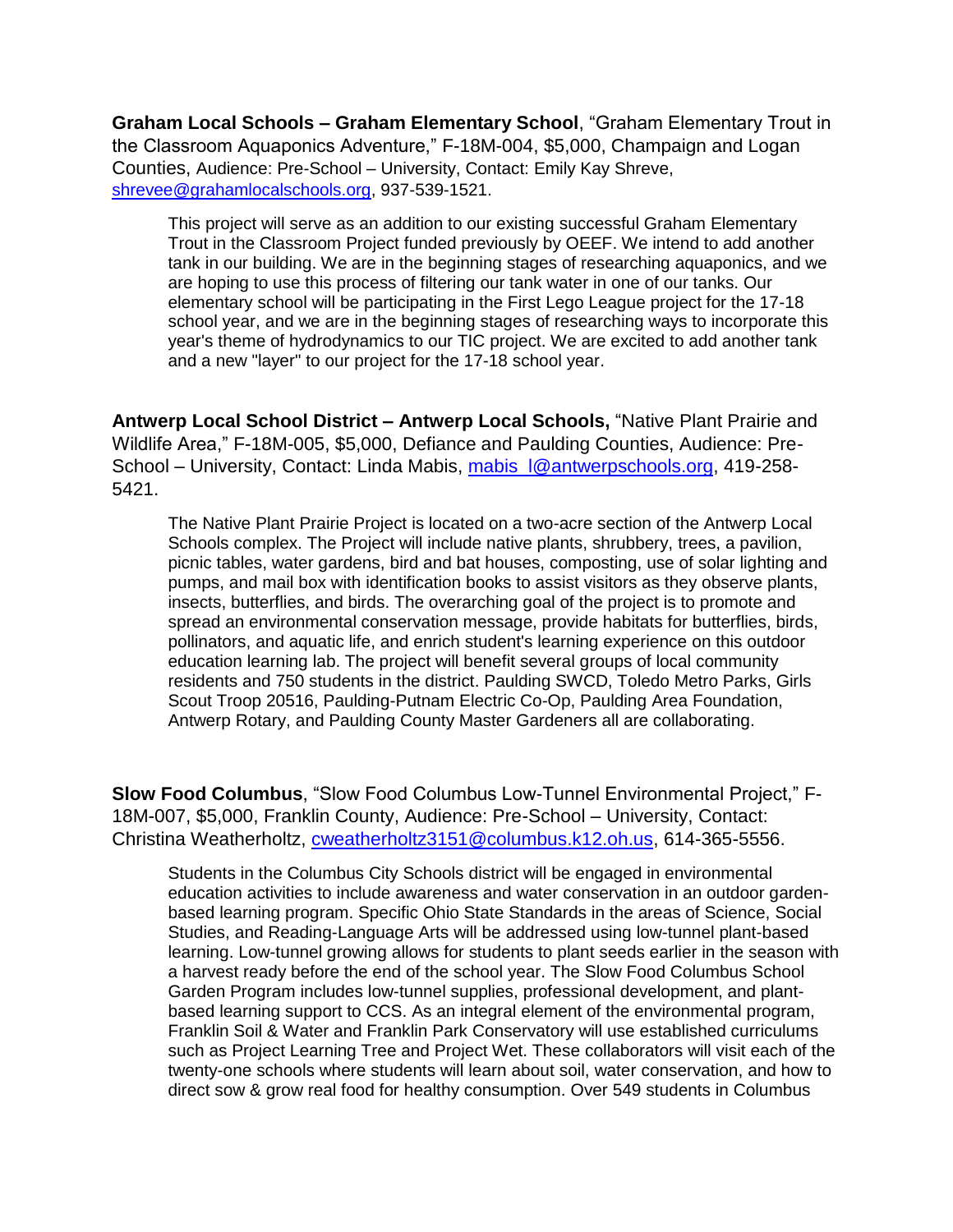**Graham Local Schools – Graham Elementary School**, "Graham Elementary Trout in the Classroom Aquaponics Adventure," F-18M-004, $5,000, Champaign and Logan Counties, Audience: Pre-School – University, Contact: Emily Kay Shreve, shrevee@grahamlocalschools.org, 937-539-1521.

> This project will serve as an addition to our existing successful Graham Elementary Trout in the Classroom Project funded previously by OEEF. We intend to add another tank in our building. We are in the beginning stages of researching aquaponics, and we are hoping to use this process of filtering our tank water in one of our tanks. Our elementary school will be participating in the First Lego League project for the 17-18 school year, and we are in the beginning stages of researching ways to incorporate this year's theme of hydrodynamics to our TIC project. We are excited to add another tank and a new "layer" to our project for the 17-18 school year.

**Antwerp Local School District – Antwerp Local Schools,** "Native Plant Prairie and Wildlife Area," F-18M-005, $5,000, Defiance and Paulding Counties, Audience: Pre-School – University, Contact: Linda Mabis, mabis_l@antwerpschools.org, 419-258-5421.

> The Native Plant Prairie Project is located on a two-acre section of the Antwerp Local Schools complex. The Project will include native plants, shrubbery, trees, a pavilion, picnic tables, water gardens, bird and bat houses, composting, use of solar lighting and pumps, and mail box with identification books to assist visitors as they observe plants, insects, butterflies, and birds. The overarching goal of the project is to promote and spread an environmental conservation message, provide habitats for butterflies, birds, pollinators, and aquatic life, and enrich student's learning experience on this outdoor education learning lab. The project will benefit several groups of local community residents and 750 students in the district. Paulding SWCD, Toledo Metro Parks, Girls Scout Troop 20516, Paulding-Putnam Electric Co-Op, Paulding Area Foundation, Antwerp Rotary, and Paulding County Master Gardeners all are collaborating.

**Slow Food Columbus**, "Slow Food Columbus Low-Tunnel Environmental Project," F-18M-007, $5,000, Franklin County, Audience: Pre-School – University, Contact: Christina Weatherholtz, cweatherholtz3151@columbus.k12.oh.us, 614-365-5556.

> Students in the Columbus City Schools district will be engaged in environmental education activities to include awareness and water conservation in an outdoor garden-based learning program. Specific Ohio State Standards in the areas of Science, Social Studies, and Reading-Language Arts will be addressed using low-tunnel plant-based learning. Low-tunnel growing allows for students to plant seeds earlier in the season with a harvest ready before the end of the school year. The Slow Food Columbus School Garden Program includes low-tunnel supplies, professional development, and plant-based learning support to CCS. As an integral element of the environmental program, Franklin Soil & Water and Franklin Park Conservatory will use established curriculums such as Project Learning Tree and Project Wet. These collaborators will visit each of the twenty-one schools where students will learn about soil, water conservation, and how to direct sow & grow real food for healthy consumption. Over 549 students in Columbus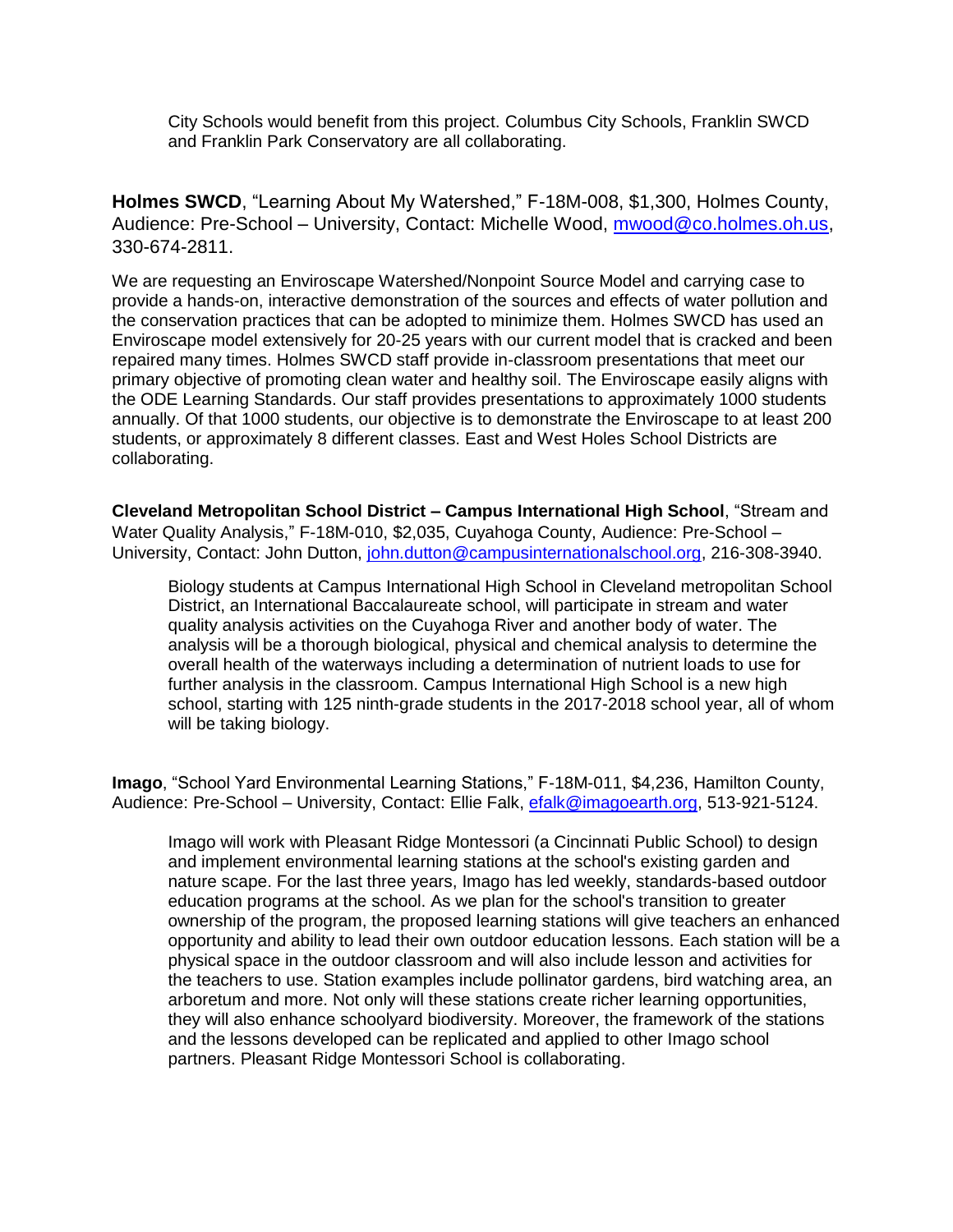City Schools would benefit from this project. Columbus City Schools, Franklin SWCD and Franklin Park Conservatory are all collaborating.

**Holmes SWCD**, "Learning About My Watershed," F-18M-008, $1,300, Holmes County, Audience: Pre-School – University, Contact: Michelle Wood, mwood@co.holmes.oh.us, 330-674-2811.

We are requesting an Enviroscape Watershed/Nonpoint Source Model and carrying case to provide a hands-on, interactive demonstration of the sources and effects of water pollution and the conservation practices that can be adopted to minimize them. Holmes SWCD has used an Enviroscape model extensively for 20-25 years with our current model that is cracked and been repaired many times. Holmes SWCD staff provide in-classroom presentations that meet our primary objective of promoting clean water and healthy soil. The Enviroscape easily aligns with the ODE Learning Standards. Our staff provides presentations to approximately 1000 students annually. Of that 1000 students, our objective is to demonstrate the Enviroscape to at least 200 students, or approximately 8 different classes. East and West Holes School Districts are collaborating.

**Cleveland Metropolitan School District – Campus International High School**, "Stream and Water Quality Analysis," F-18M-010, $2,035, Cuyahoga County, Audience: Pre-School – University, Contact: John Dutton, john.dutton@campusinternationalschool.org, 216-308-3940.

Biology students at Campus International High School in Cleveland metropolitan School District, an International Baccalaureate school, will participate in stream and water quality analysis activities on the Cuyahoga River and another body of water. The analysis will be a thorough biological, physical and chemical analysis to determine the overall health of the waterways including a determination of nutrient loads to use for further analysis in the classroom. Campus International High School is a new high school, starting with 125 ninth-grade students in the 2017-2018 school year, all of whom will be taking biology.

**Imago**, "School Yard Environmental Learning Stations," F-18M-011, $4,236, Hamilton County, Audience: Pre-School – University, Contact: Ellie Falk, efalk@imagoearth.org, 513-921-5124.

Imago will work with Pleasant Ridge Montessori (a Cincinnati Public School) to design and implement environmental learning stations at the school's existing garden and nature scape. For the last three years, Imago has led weekly, standards-based outdoor education programs at the school. As we plan for the school's transition to greater ownership of the program, the proposed learning stations will give teachers an enhanced opportunity and ability to lead their own outdoor education lessons. Each station will be a physical space in the outdoor classroom and will also include lesson and activities for the teachers to use. Station examples include pollinator gardens, bird watching area, an arboretum and more. Not only will these stations create richer learning opportunities, they will also enhance schoolyard biodiversity. Moreover, the framework of the stations and the lessons developed can be replicated and applied to other Imago school partners. Pleasant Ridge Montessori School is collaborating.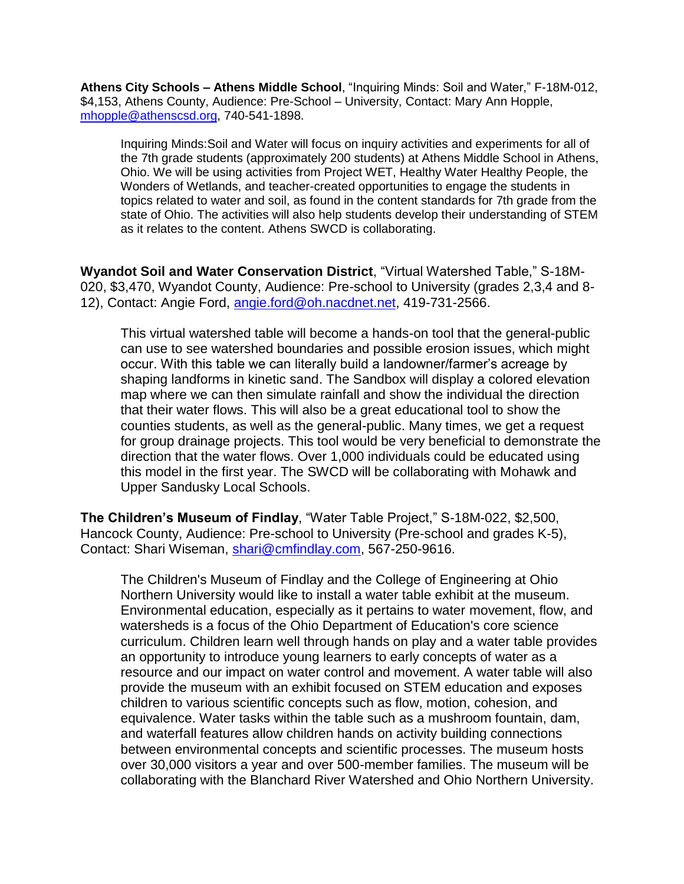**Athens City Schools – Athens Middle School**, "Inquiring Minds: Soil and Water," F-18M-012, $4,153, Athens County, Audience: Pre-School – University, Contact: Mary Ann Hopple, mhopple@athenscsd.org, 740-541-1898.

> Inquiring Minds:Soil and Water will focus on inquiry activities and experiments for all of the 7th grade students (approximately 200 students) at Athens Middle School in Athens, Ohio. We will be using activities from Project WET, Healthy Water Healthy People, the Wonders of Wetlands, and teacher-created opportunities to engage the students in topics related to water and soil, as found in the content standards for 7th grade from the state of Ohio. The activities will also help students develop their understanding of STEM as it relates to the content. Athens SWCD is collaborating.

**Wyandot Soil and Water Conservation District**, "Virtual Watershed Table," S-18M-020, $3,470, Wyandot County, Audience: Pre-school to University (grades 2,3,4 and 8-12), Contact: Angie Ford, angie.ford@oh.nacdnet.net, 419-731-2566.

> This virtual watershed table will become a hands-on tool that the general-public can use to see watershed boundaries and possible erosion issues, which might occur. With this table we can literally build a landowner/farmer's acreage by shaping landforms in kinetic sand. The Sandbox will display a colored elevation map where we can then simulate rainfall and show the individual the direction that their water flows. This will also be a great educational tool to show the counties students, as well as the general-public. Many times, we get a request for group drainage projects. This tool would be very beneficial to demonstrate the direction that the water flows. Over 1,000 individuals could be educated using this model in the first year. The SWCD will be collaborating with Mohawk and Upper Sandusky Local Schools.

**The Children's Museum of Findlay**, "Water Table Project," S-18M-022, $2,500, Hancock County, Audience: Pre-school to University (Pre-school and grades K-5), Contact: Shari Wiseman, shari@cmfindlay.com, 567-250-9616.

> The Children's Museum of Findlay and the College of Engineering at Ohio Northern University would like to install a water table exhibit at the museum. Environmental education, especially as it pertains to water movement, flow, and watersheds is a focus of the Ohio Department of Education's core science curriculum. Children learn well through hands on play and a water table provides an opportunity to introduce young learners to early concepts of water as a resource and our impact on water control and movement. A water table will also provide the museum with an exhibit focused on STEM education and exposes children to various scientific concepts such as flow, motion, cohesion, and equivalence. Water tasks within the table such as a mushroom fountain, dam, and waterfall features allow children hands on activity building connections between environmental concepts and scientific processes. The museum hosts over 30,000 visitors a year and over 500-member families. The museum will be collaborating with the Blanchard River Watershed and Ohio Northern University.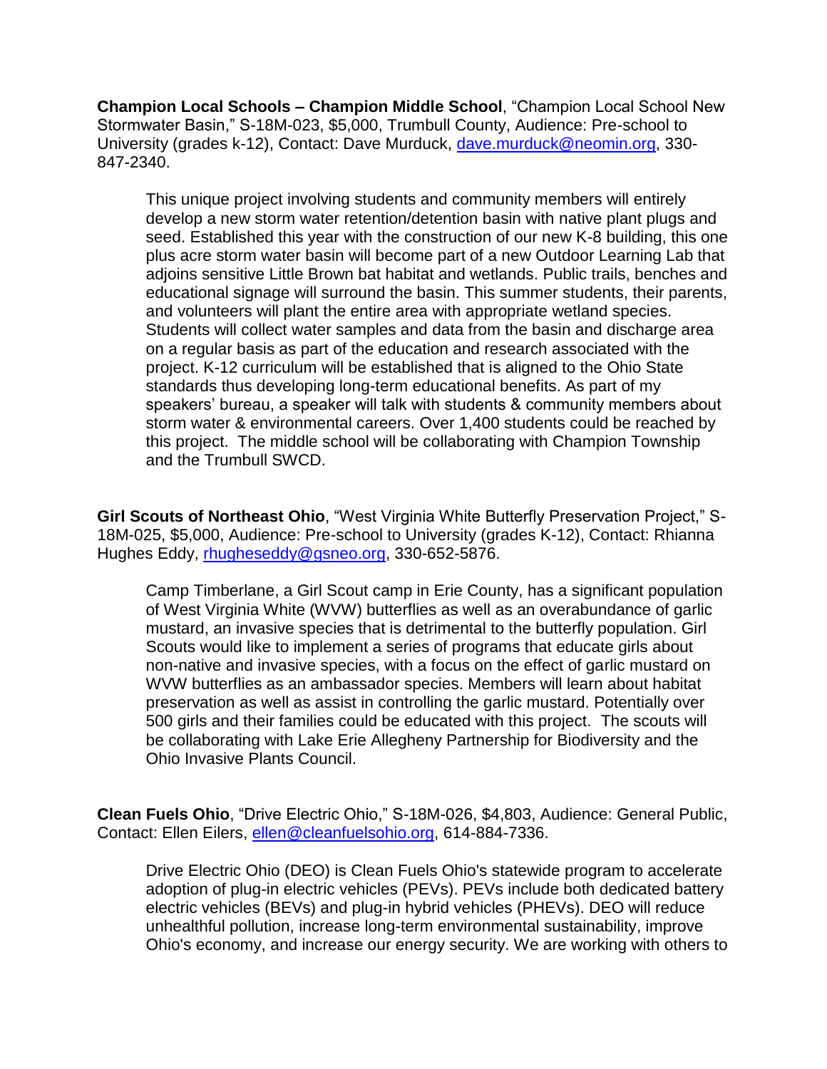**Champion Local Schools – Champion Middle School**, "Champion Local School New Stormwater Basin," S-18M-023, $5,000, Trumbull County, Audience: Pre-school to University (grades k-12), Contact: Dave Murduck, dave.murduck@neomin.org, 330-847-2340.

> This unique project involving students and community members will entirely develop a new storm water retention/detention basin with native plant plugs and seed. Established this year with the construction of our new K-8 building, this one plus acre storm water basin will become part of a new Outdoor Learning Lab that adjoins sensitive Little Brown bat habitat and wetlands. Public trails, benches and educational signage will surround the basin. This summer students, their parents, and volunteers will plant the entire area with appropriate wetland species. Students will collect water samples and data from the basin and discharge area on a regular basis as part of the education and research associated with the project. K-12 curriculum will be established that is aligned to the Ohio State standards thus developing long-term educational benefits. As part of my speakers' bureau, a speaker will talk with students & community members about storm water & environmental careers. Over 1,400 students could be reached by this project. The middle school will be collaborating with Champion Township and the Trumbull SWCD.

**Girl Scouts of Northeast Ohio**, "West Virginia White Butterfly Preservation Project," S-18M-025, $5,000, Audience: Pre-school to University (grades K-12), Contact: Rhianna Hughes Eddy, rhugheseddy@gsneo.org, 330-652-5876.

> Camp Timberlane, a Girl Scout camp in Erie County, has a significant population of West Virginia White (WVW) butterflies as well as an overabundance of garlic mustard, an invasive species that is detrimental to the butterfly population. Girl Scouts would like to implement a series of programs that educate girls about non-native and invasive species, with a focus on the effect of garlic mustard on WVW butterflies as an ambassador species. Members will learn about habitat preservation as well as assist in controlling the garlic mustard. Potentially over 500 girls and their families could be educated with this project. The scouts will be collaborating with Lake Erie Allegheny Partnership for Biodiversity and the Ohio Invasive Plants Council.

**Clean Fuels Ohio**, "Drive Electric Ohio," S-18M-026, $4,803, Audience: General Public, Contact: Ellen Eilers, ellen@cleanfuelsohio.org, 614-884-7336.

> Drive Electric Ohio (DEO) is Clean Fuels Ohio's statewide program to accelerate adoption of plug-in electric vehicles (PEVs). PEVs include both dedicated battery electric vehicles (BEVs) and plug-in hybrid vehicles (PHEVs). DEO will reduce unhealthful pollution, increase long-term environmental sustainability, improve Ohio's economy, and increase our energy security. We are working with others to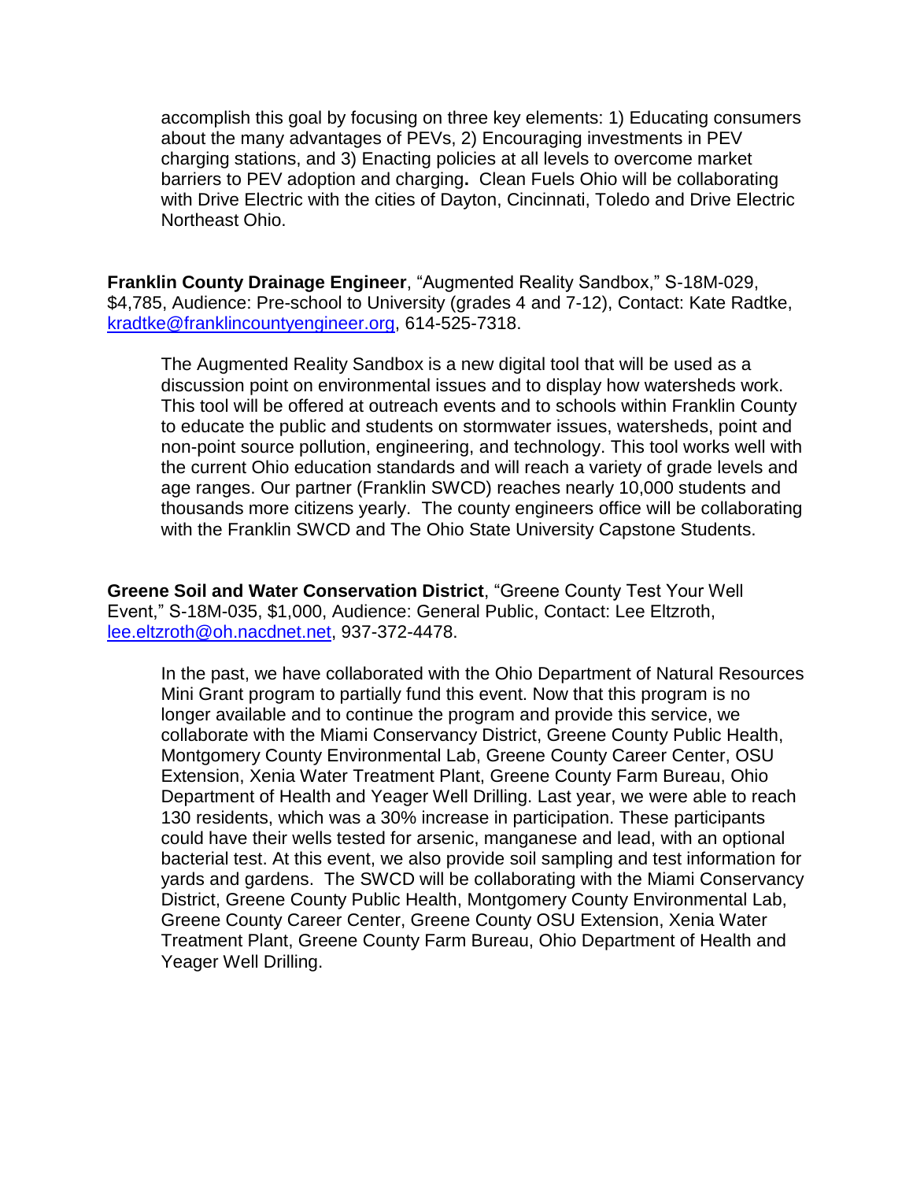accomplish this goal by focusing on three key elements: 1) Educating consumers about the many advantages of PEVs, 2) Encouraging investments in PEV charging stations, and 3) Enacting policies at all levels to overcome market barriers to PEV adoption and charging**.** Clean Fuels Ohio will be collaborating with Drive Electric with the cities of Dayton, Cincinnati, Toledo and Drive Electric Northeast Ohio.

**Franklin County Drainage Engineer**, "Augmented Reality Sandbox," S-18M-029, $4,785, Audience: Pre-school to University (grades 4 and 7-12), Contact: Kate Radtke, kradtke@franklincountyengineer.org, 614-525-7318.

The Augmented Reality Sandbox is a new digital tool that will be used as a discussion point on environmental issues and to display how watersheds work. This tool will be offered at outreach events and to schools within Franklin County to educate the public and students on stormwater issues, watersheds, point and non-point source pollution, engineering, and technology. This tool works well with the current Ohio education standards and will reach a variety of grade levels and age ranges. Our partner (Franklin SWCD) reaches nearly 10,000 students and thousands more citizens yearly. The county engineers office will be collaborating with the Franklin SWCD and The Ohio State University Capstone Students.

**Greene Soil and Water Conservation District**, "Greene County Test Your Well Event," S-18M-035, $1,000, Audience: General Public, Contact: Lee Eltzroth, lee.eltzroth@oh.nacdnet.net, 937-372-4478.

In the past, we have collaborated with the Ohio Department of Natural Resources Mini Grant program to partially fund this event. Now that this program is no longer available and to continue the program and provide this service, we collaborate with the Miami Conservancy District, Greene County Public Health, Montgomery County Environmental Lab, Greene County Career Center, OSU Extension, Xenia Water Treatment Plant, Greene County Farm Bureau, Ohio Department of Health and Yeager Well Drilling. Last year, we were able to reach 130 residents, which was a 30% increase in participation. These participants could have their wells tested for arsenic, manganese and lead, with an optional bacterial test. At this event, we also provide soil sampling and test information for yards and gardens. The SWCD will be collaborating with the Miami Conservancy District, Greene County Public Health, Montgomery County Environmental Lab, Greene County Career Center, Greene County OSU Extension, Xenia Water Treatment Plant, Greene County Farm Bureau, Ohio Department of Health and Yeager Well Drilling.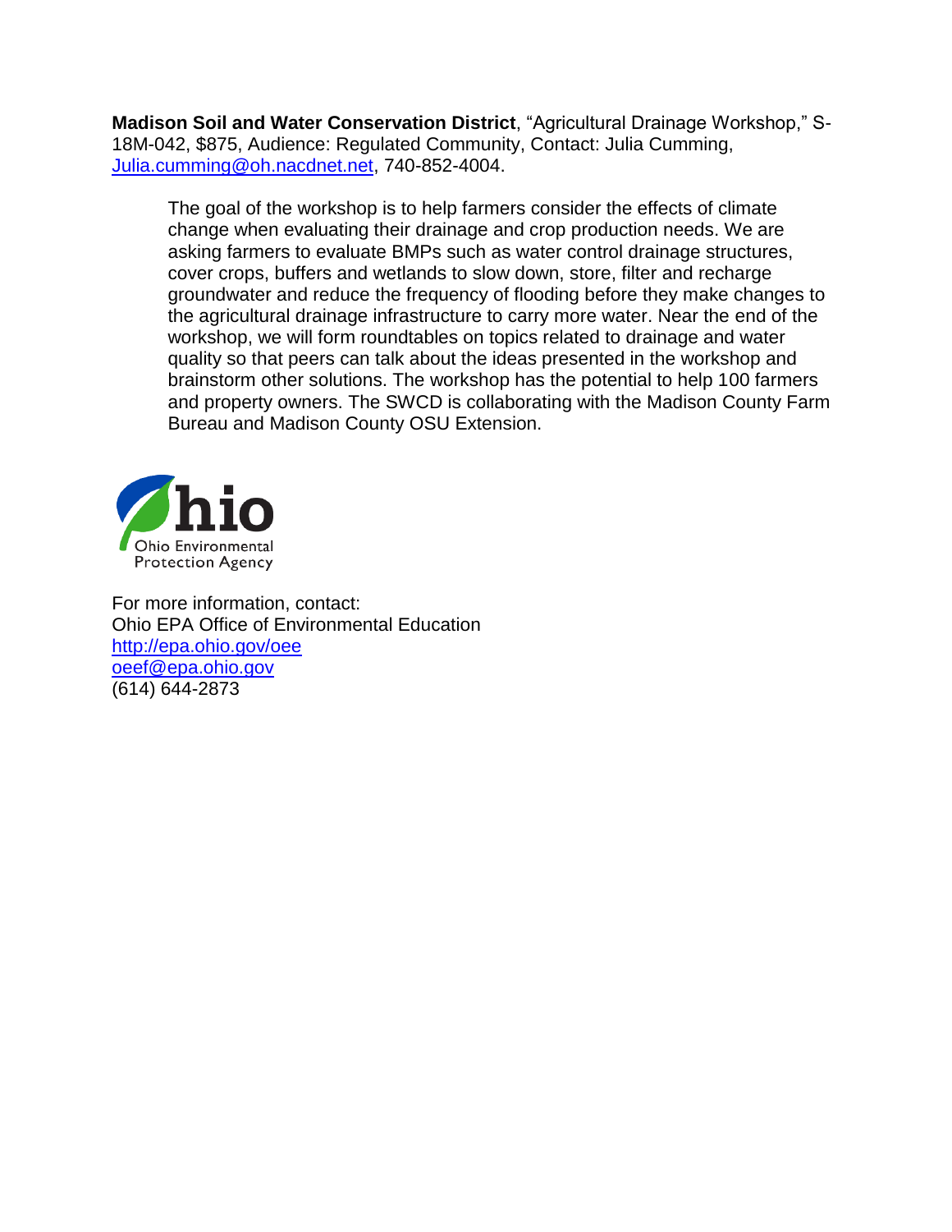**Madison Soil and Water Conservation District**, "Agricultural Drainage Workshop," S-18M-042, $875, Audience: Regulated Community, Contact: Julia Cumming, Julia.cumming@oh.nacdnet.net, 740-852-4004.

> The goal of the workshop is to help farmers consider the effects of climate change when evaluating their drainage and crop production needs. We are asking farmers to evaluate BMPs such as water control drainage structures, cover crops, buffers and wetlands to slow down, store, filter and recharge groundwater and reduce the frequency of flooding before they make changes to the agricultural drainage infrastructure to carry more water. Near the end of the workshop, we will form roundtables on topics related to drainage and water quality so that peers can talk about the ideas presented in the workshop and brainstorm other solutions. The workshop has the potential to help 100 farmers and property owners. The SWCD is collaborating with the Madison County Farm Bureau and Madison County OSU Extension.

Ohio
Ohio Environmental
Protection Agency

For more information, contact:
Ohio EPA Office of Environmental Education
http://epa.ohio.gov/oee
oeef@epa.ohio.gov
(614) 644-2873